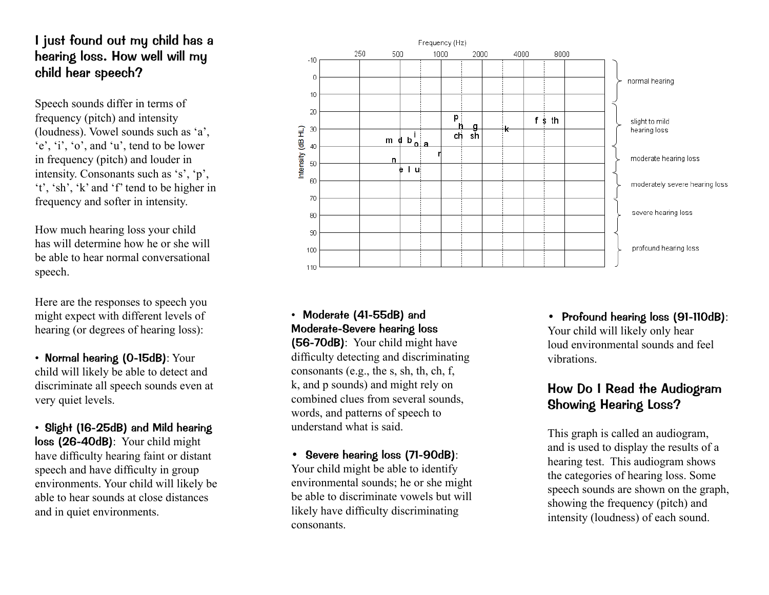## I just found out my child has a hearing loss. How well will my child hear speech?

Speech sounds differ in terms of frequency (pitch) and intensity (loudness). Vowel sounds such as 'a', 'e', 'i', 'o', and 'u', tend to be lower in frequency (pitch) and louder in intensity. Consonants such as 's', 'p', 't', 'sh', 'k' and 'f' tend to be higher in frequency and softer in intensity.

How much hearing loss your child has will determine how he or she will be able to hear normal conversational speech.

Here are the responses to speech you might expect with different levels of hearing (or degrees of hearing loss):

- **Normal hearing (0-15dB)**: Your child will likely be able to detect and discriminate all speech sounds even at very quiet levels.

- **Slight (16-25dB) and Mild hearing loss (26-40dB)**: Your child might have difficulty hearing faint or distant speech and have difficulty in group environments. Your child will likely be able to hear sounds at close distances and in quiet environments.

Frequency (Hz): 250, 500, 1000, 2000, 4000, 8000

Intensity (dB HL): -10, 0, 10, 20, 30, 40, 50, 60, 70, 80, 90, 100, 110

Speech sounds plotted: p, h, g, ch, sh, k, f, s, th, m, d, b, i, o, a, r, n, e, l, u

normal hearing

slight to mild hearing loss

moderate hearing loss

moderately severe hearing loss

severe hearing loss

profound hearing loss

- **Moderate (41-55dB) and Moderate-Severe hearing loss (56-70dB)**: Your child might have difficulty detecting and discriminating consonants (e.g., the s, sh, th, ch, f, k, and p sounds) and might rely on combined clues from several sounds, words, and patterns of speech to understand what is said.

- **Severe hearing loss (71-90dB)**: Your child might be able to identify environmental sounds; he or she might be able to discriminate vowels but will likely have difficulty discriminating consonants.

- **Profound hearing loss (91-110dB)**: Your child will likely only hear loud environmental sounds and feel vibrations.

## How Do I Read the Audiogram Showing Hearing Loss?

This graph is called an audiogram, and is used to display the results of a hearing test. This audiogram shows the categories of hearing loss. Some speech sounds are shown on the graph, showing the frequency (pitch) and intensity (loudness) of each sound.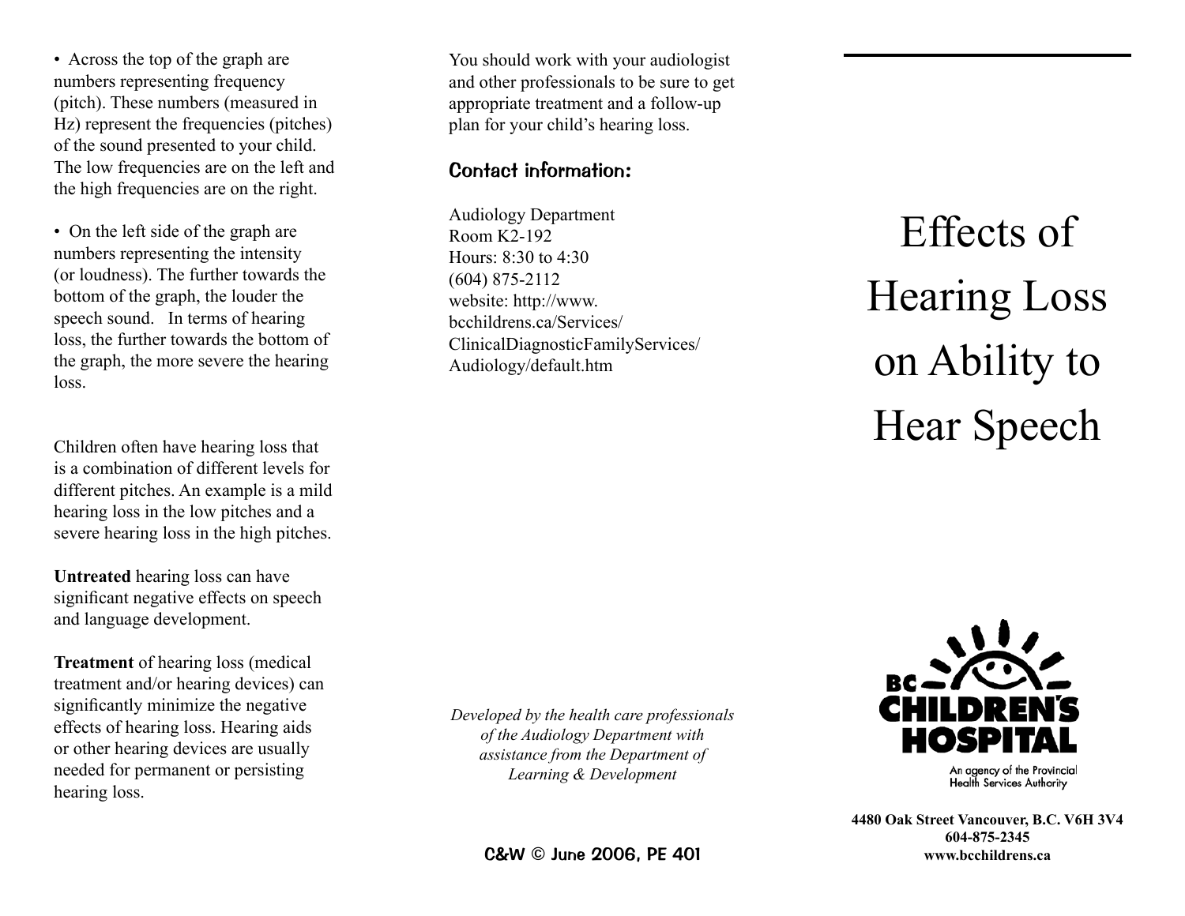- Across the top of the graph are numbers representing frequency (pitch). These numbers (measured in Hz) represent the frequencies (pitches) of the sound presented to your child. The low frequencies are on the left and the high frequencies are on the right.

- On the left side of the graph are numbers representing the intensity (or loudness). The further towards the bottom of the graph, the louder the speech sound. In terms of hearing loss, the further towards the bottom of the graph, the more severe the hearing loss.

Children often have hearing loss that is a combination of different levels for different pitches. An example is a mild hearing loss in the low pitches and a severe hearing loss in the high pitches.

**Untreated** hearing loss can have significant negative effects on speech and language development.

**Treatment** of hearing loss (medical treatment and/or hearing devices) can significantly minimize the negative effects of hearing loss. Hearing aids or other hearing devices are usually needed for permanent or persisting hearing loss.

You should work with your audiologist and other professionals to be sure to get appropriate treatment and a follow-up plan for your child's hearing loss.

## Contact information:

Audiology Department
Room K2-192
Hours: 8:30 to 4:30
(604) 875-2112
website: http://www.bcchildrens.ca/Services/ClinicalDiagnosticFamilyServices/Audiology/default.htm

*Developed by the health care professionals of the Audiology Department with assistance from the Department of Learning & Development*

C&W © June 2006, PE 401

# Effects of Hearing Loss on Ability to Hear Speech

BC CHILDREN'S HOSPITAL

An agency of the Provincial Health Services Authority

**4480 Oak Street Vancouver, B.C. V6H 3V4**
**604-875-2345**
**www.bcchildrens.ca**